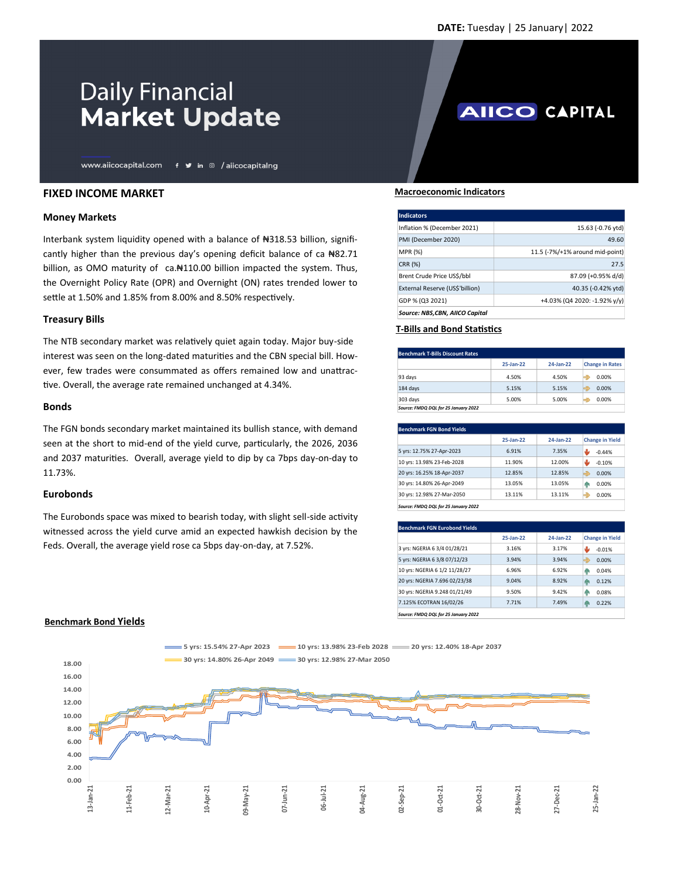DATE: Tuesday | 25 January| 2022

# Daily Financial Market Update

AIICO CAPITAL

www.aiicocapital.com / aiicocapitalng

## FIXED INCOME MARKET

### Money Markets

Interbank system liquidity opened with a balance of ₦318.53 billion, significantly higher than the previous day's opening deficit balance of ca ₦82.71 billion, as OMO maturity of ca.₦110.00 billion impacted the system. Thus, the Overnight Policy Rate (OPR) and Overnight (ON) rates trended lower to settle at 1.50% and 1.85% from 8.00% and 8.50% respectively.

### Treasury Bills

The NTB secondary market was relatively quiet again today. Major buy-side interest was seen on the long-dated maturities and the CBN special bill. However, few trades were consummated as offers remained low and unattractive. Overall, the average rate remained unchanged at 4.34%.

### Bonds

The FGN bonds secondary market maintained its bullish stance, with demand seen at the short to mid-end of the yield curve, particularly, the 2026, 2036 and 2037 maturities. Overall, average yield to dip by ca 7bps day-on-day to 11.73%.

### Eurobonds

The Eurobonds space was mixed to bearish today, with slight sell-side activity witnessed across the yield curve amid an expected hawkish decision by the Feds. Overall, the average yield rose ca 5bps day-on-day, at 7.52%.

## Macroeconomic Indicators

| Indicators | |
|---|---|
| Inflation % (December 2021) | 15.63 (-0.76 ytd) |
| PMI (December 2020) | 49.60 |
| MPR (%) | 11.5 (-7%/+1% around mid-point) |
| CRR (%) | 27.5 |
| Brent Crude Price US$/bbl | 87.09 (+0.95% d/d) |
| External Reserve (US$'billion) | 40.35 (-0.42% ytd) |
| GDP % (Q3 2021) | +4.03% (Q4 2020: -1.92% y/y) |

*Source: NBS,CBN, AIICO Capital*

## T-Bills and Bond Statistics

| Benchmark T-Bills Discount Rates | 25-Jan-22 | 24-Jan-22 | Change in Rates |
|---|---|---|---|
| 93 days | 4.50% | 4.50% | 0.00% |
| 184 days | 5.15% | 5.15% | 0.00% |
| 303 days | 5.00% | 5.00% | 0.00% |

*Source: FMDQ DQL for 25 January 2022*

| Benchmark FGN Bond Yields | 25-Jan-22 | 24-Jan-22 | Change in Yield |
|---|---|---|---|
| 5 yrs: 12.75% 27-Apr-2023 | 6.91% | 7.35% | -0.44% |
| 10 yrs: 13.98% 23-Feb-2028 | 11.90% | 12.00% | -0.10% |
| 20 yrs: 16.25% 18-Apr-2037 | 12.85% | 12.85% | 0.00% |
| 30 yrs: 14.80% 26-Apr-2049 | 13.05% | 13.05% | 0.00% |
| 30 yrs: 12.98% 27-Mar-2050 | 13.11% | 13.11% | 0.00% |

*Source: FMDQ DQL for 25 January 2022*

| Benchmark FGN Eurobond Yields | 25-Jan-22 | 24-Jan-22 | Change in Yield |
|---|---|---|---|
| 3 yrs: NGERIA 6 3/4 01/28/21 | 3.16% | 3.17% | -0.01% |
| 5 yrs: NGERIA 6 3/8 07/12/23 | 3.94% | 3.94% | 0.00% |
| 10 yrs: NGERIA 6 1/2 11/28/27 | 6.96% | 6.92% | 0.04% |
| 20 yrs: NGERIA 7.696 02/23/38 | 9.04% | 8.92% | 0.12% |
| 30 yrs: NGERIA 9.248 01/21/49 | 9.50% | 9.42% | 0.08% |
| 7.125% ECOTRAN 16/02/26 | 7.71% | 7.49% | 0.22% |

*Source: FMDQ DQL for 25 January 2022*

## Benchmark Bond Yields

Legend: 5 yrs: 15.54% 27-Apr 2023; 10 yrs: 13.98% 23-Feb 2028; 20 yrs: 12.40% 18-Apr 2037; 30 yrs: 14.80% 26-Apr 2049; 30 yrs: 12.98% 27-Mar 2050

Y-axis: 0.00 – 18.00; X-axis: 13-Jan-21 to 25-Jan-22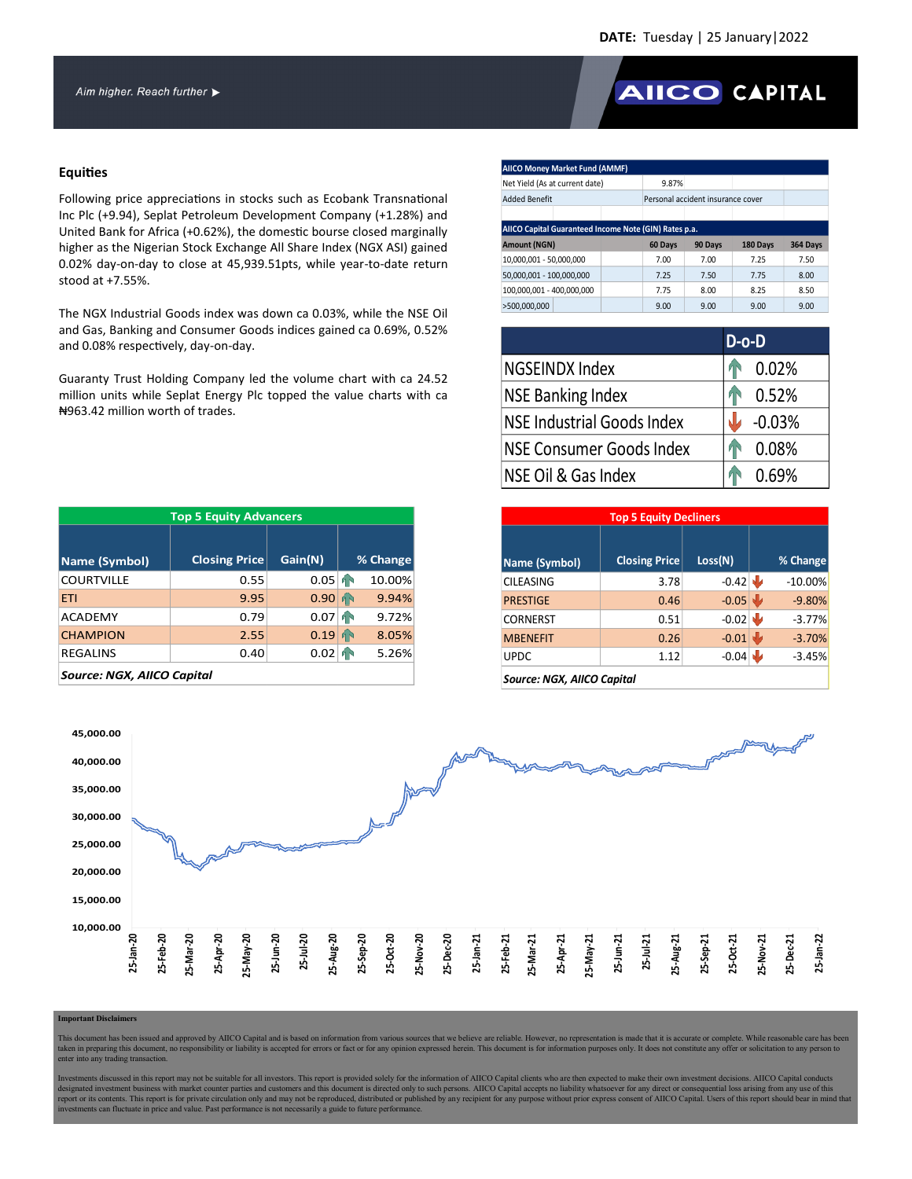**DATE:** Tuesday | 25 January|2022

Aim higher. Reach further ▶

AIICO CAPITAL

## Equities

Following price appreciations in stocks such as Ecobank Transnational Inc Plc (+9.94), Seplat Petroleum Development Company (+1.28%) and United Bank for Africa (+0.62%), the domestic bourse closed marginally higher as the Nigerian Stock Exchange All Share Index (NGX ASI) gained 0.02% day-on-day to close at 45,939.51pts, while year-to-date return stood at +7.55%.

The NGX Industrial Goods index was down ca 0.03%, while the NSE Oil and Gas, Banking and Consumer Goods indices gained ca 0.69%, 0.52% and 0.08% respectively, day-on-day.

Guaranty Trust Holding Company led the volume chart with ca 24.52 million units while Seplat Energy Plc topped the value charts with ca ₦963.42 million worth of trades.

| AIICO Money Market Fund (AMMF) | |
|---|---|
| Net Yield (As at current date) | 9.87% |
| Added Benefit | Personal accident insurance cover |

| AIICO Capital Guaranteed Income Note (GIN) Rates p.a. | | | | |
|---|---|---|---|---|
| Amount (NGN) | 60 Days | 90 Days | 180 Days | 364 Days |
| 10,000,001 - 50,000,000 | 7.00 | 7.00 | 7.25 | 7.50 |
| 50,000,001 - 100,000,000 | 7.25 | 7.50 | 7.75 | 8.00 |
| 100,000,001 - 400,000,000 | 7.75 | 8.00 | 8.25 | 8.50 |
| >500,000,000 | 9.00 | 9.00 | 9.00 | 9.00 |

| | D-o-D |
|---|---|
| NGSEINDX Index | 0.02% |
| NSE Banking Index | 0.52% |
| NSE Industrial Goods Index | -0.03% |
| NSE Consumer Goods Index | 0.08% |
| NSE Oil & Gas Index | 0.69% |

**Top 5 Equity Advancers**

| Name (Symbol) | Closing Price | Gain(N) | % Change |
|---|---|---|---|
| COURTVILLE | 0.55 | 0.05 | 10.00% |
| ETI | 9.95 | 0.90 | 9.94% |
| ACADEMY | 0.79 | 0.07 | 9.72% |
| CHAMPION | 2.55 | 0.19 | 8.05% |
| REGALINS | 0.40 | 0.02 | 5.26% |

*Source: NGX, AIICO Capital*

**Top 5 Equity Decliners**

| Name (Symbol) | Closing Price | Loss(N) | % Change |
|---|---|---|---|
| CILEASING | 3.78 | -0.42 | -10.00% |
| PRESTIGE | 0.46 | -0.05 | -9.80% |
| CORNERST | 0.51 | -0.02 | -3.77% |
| MBENEFIT | 0.26 | -0.01 | -3.70% |
| UPDC | 1.12 | -0.04 | -3.45% |

*Source: NGX, AIICO Capital*

45,000.00
40,000.00
35,000.00
30,000.00
25,000.00
20,000.00
15,000.00
10,000.00

25-Jan-20, 25-Feb-20, 25-Mar-20, 25-Apr-20, 25-May-20, 25-Jun-20, 25-Jul-20, 25-Aug-20, 25-Sep-20, 25-Oct-20, 25-Nov-20, 25-Dec-20, 25-Jan-21, 25-Feb-21, 25-Mar-21, 25-Apr-21, 25-May-21, 25-Jun-21, 25-Jul-21, 25-Aug-21, 25-Sep-21, 25-Oct-21, 25-Nov-21, 25-Dec-21, 25-Jan-22

**Important Disclaimers**

This document has been issued and approved by AIICO Capital and is based on information from various sources that we believe are reliable. However, no representation is made that it is accurate or complete. While reasonable care has been taken in preparing this document, no responsibility or liability is accepted for errors or fact or for any opinion expressed herein. This document is for information purposes only. It does not constitute any offer or solicitation to any person to enter into any trading transaction.

Investments discussed in this report may not be suitable for all investors. This report is provided solely for the information of AIICO Capital clients who are then expected to make their own investment decisions. AIICO Capital conducts designated investment business with market counter parties and customers and this document is directed only to such persons. AIICO Capital accepts no liability whatsoever for any direct or consequential loss arising from any use of this report or its contents. This report is for private circulation only and may not be reproduced, distributed or published by any recipient for any purpose without prior express consent of AIICO Capital. Users of this report should bear in mind that investments can fluctuate in price and value. Past performance is not necessarily a guide to future performance.